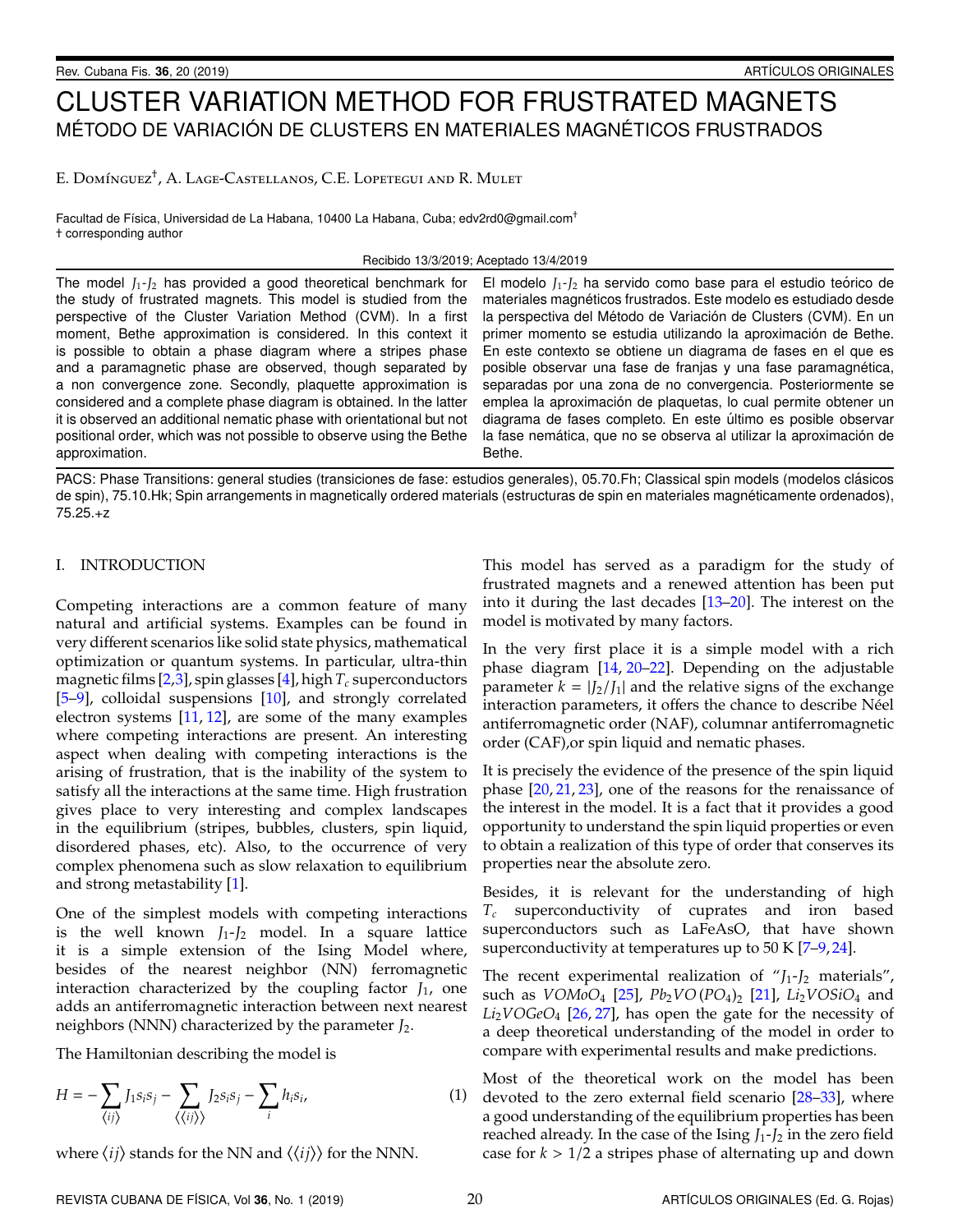# CLUSTER VARIATION METHOD FOR FRUSTRATED MAGNETS

## MÉTODO DE VARIACIÓN DE CLUSTERS EN MATERIALES MAGNÉTICOS FRUSTRADOS

E. Domínguez[†], A. Lage-Castellanos, C.E. Lopetegui and R. Mulet

Facultad de Física, Universidad de La Habana, 10400 La Habana, Cuba; edv2rd0@gmail.com[†]
† corresponding author

Recibido 13/3/2019; Aceptado 13/4/2019

The model $J_1$-$J_2$ has provided a good theoretical benchmark for the study of frustrated magnets. This model is studied from the perspective of the Cluster Variation Method (CVM). In a first moment, Bethe approximation is considered. In this context it is possible to obtain a phase diagram where a stripes phase and a paramagnetic phase are observed, though separated by a non convergence zone. Secondly, plaquette approximation is considered and a complete phase diagram is obtained. In the latter it is observed an additional nematic phase with orientational but not positional order, which was not possible to observe using the Bethe approximation.

El modelo $J_1$-$J_2$ ha servido como base para el estudio teórico de materiales magnéticos frustrados. Este modelo es estudiado desde la perspectiva del Método de Variación de Clusters (CVM). En un primer momento se estudia utilizando la aproximación de Bethe. En este contexto se obtiene un diagrama de fases en el que es posible observar una fase de franjas y una fase paramagnética, separadas por una zona de no convergencia. Posteriormente se emplea la aproximación de plaquetas, lo cual permite obtener un diagrama de fases completo. En este último es posible observar la fase nemática, que no se observa al utilizar la aproximación de Bethe.

PACS: Phase Transitions: general studies (transiciones de fase: estudios generales), 05.70.Fh; Classical spin models (modelos clásicos de spin), 75.10.Hk; Spin arrangements in magnetically ordered materials (estructuras de spin en materiales magnéticamente ordenados), 75.25.+z

## I. INTRODUCTION

Competing interactions are a common feature of many natural and artificial systems. Examples can be found in very different scenarios like solid state physics, mathematical optimization or quantum systems. In particular, ultra-thin magnetic films [2,3], spin glasses [4], high $T_c$ superconductors [5–9], colloidal suspensions [10], and strongly correlated electron systems [11, 12], are some of the many examples where competing interactions are present. An interesting aspect when dealing with competing interactions is the arising of frustration, that is the inability of the system to satisfy all the interactions at the same time. High frustration gives place to very interesting and complex landscapes in the equilibrium (stripes, bubbles, clusters, spin liquid, disordered phases, etc). Also, to the occurrence of very complex phenomena such as slow relaxation to equilibrium and strong metastability [1].

One of the simplest models with competing interactions is the well known $J_1$-$J_2$ model. In a square lattice it is a simple extension of the Ising Model where, besides of the nearest neighbor (NN) ferromagnetic interaction characterized by the coupling factor $J_1$, one adds an antiferromagnetic interaction between next nearest neighbors (NNN) characterized by the parameter $J_2$.

The Hamiltonian describing the model is

$$H = -\sum_{\langle ij \rangle} J_1 s_i s_j - \sum_{\langle\langle ij \rangle\rangle} J_2 s_i s_j - \sum_i h_i s_i, \tag{1}$$

where $\langle ij \rangle$ stands for the NN and $\langle\langle ij \rangle\rangle$ for the NNN.

This model has served as a paradigm for the study of frustrated magnets and a renewed attention has been put into it during the last decades [13–20]. The interest on the model is motivated by many factors.

In the very first place it is a simple model with a rich phase diagram [14, 20–22]. Depending on the adjustable parameter $k = |J_2/J_1|$ and the relative signs of the exchange interaction parameters, it offers the chance to describe Néel antiferromagnetic order (NAF), columnar antiferromagnetic order (CAF),or spin liquid and nematic phases.

It is precisely the evidence of the presence of the spin liquid phase [20, 21, 23], one of the reasons for the renaissance of the interest in the model. It is a fact that it provides a good opportunity to understand the spin liquid properties or even to obtain a realization of this type of order that conserves its properties near the absolute zero.

Besides, it is relevant for the understanding of high $T_c$ superconductivity of cuprates and iron based superconductors such as LaFeAsO, that have shown superconductivity at temperatures up to 50 K [7–9, 24].

The recent experimental realization of "$J_1$-$J_2$ materials", such as $VOMoO_4$ [25], $Pb_2VO(PO_4)_2$ [21], $Li_2VOSiO_4$ and $Li_2VOGeO_4$ [26, 27], has open the gate for the necessity of a deep theoretical understanding of the model in order to compare with experimental results and make predictions.

Most of the theoretical work on the model has been devoted to the zero external field scenario [28–33], where a good understanding of the equilibrium properties has been reached already. In the case of the Ising $J_1$-$J_2$ in the zero field case for $k > 1/2$ a stripes phase of alternating up and down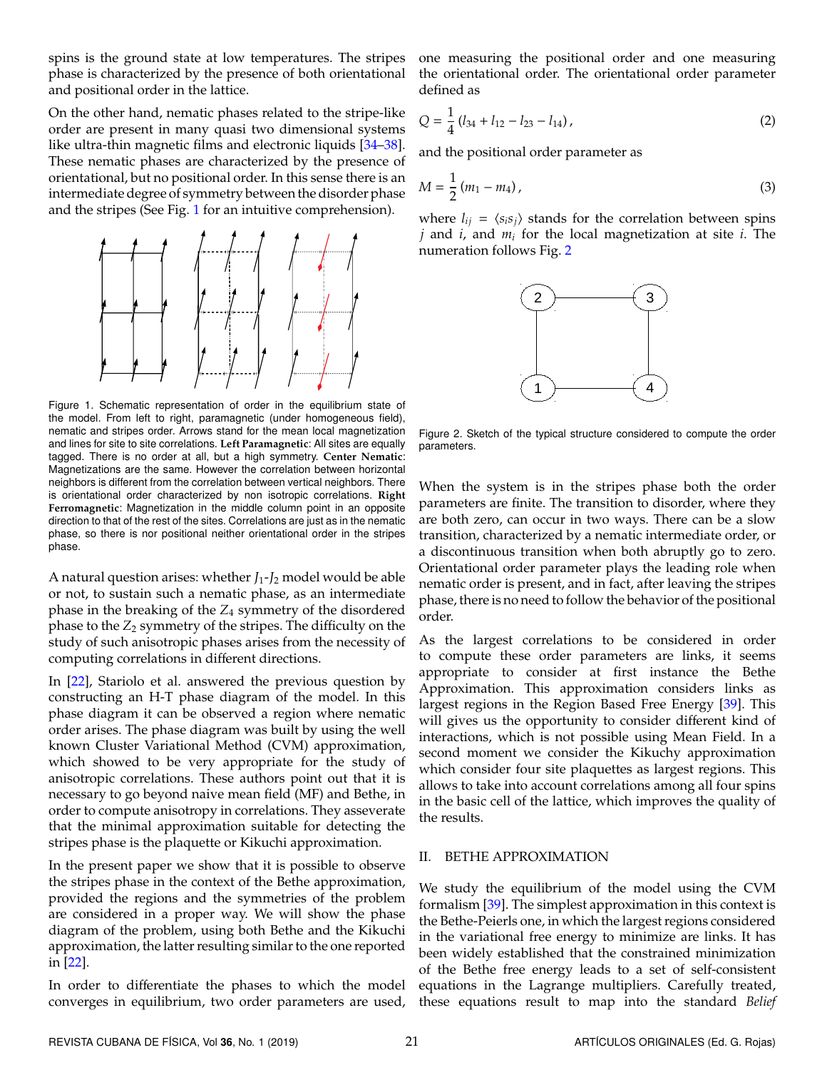spins is the ground state at low temperatures. The stripes phase is characterized by the presence of both orientational and positional order in the lattice.

On the other hand, nematic phases related to the stripe-like order are present in many quasi two dimensional systems like ultra-thin magnetic films and electronic liquids [34–38]. These nematic phases are characterized by the presence of orientational, but no positional order. In this sense there is an intermediate degree of symmetry between the disorder phase and the stripes (See Fig. 1 for an intuitive comprehension).

Figure 1. Schematic representation of order in the equilibrium state of the model. From left to right, paramagnetic (under homogeneous field), nematic and stripes order. Arrows stand for the mean local magnetization and lines for site to site correlations. **Left Paramagnetic**: All sites are equally tagged. There is no order at all, but a high symmetry. **Center Nematic**: Magnetizations are the same. However the correlation between horizontal neighbors is different from the correlation between vertical neighbors. There is orientational order characterized by non isotropic correlations. **Right Ferromagnetic**: Magnetization in the middle column point in an opposite direction to that of the rest of the sites. Correlations are just as in the nematic phase, so there is nor positional neither orientational order in the stripes phase.

A natural question arises: whether $J_1$-$J_2$ model would be able or not, to sustain such a nematic phase, as an intermediate phase in the breaking of the $Z_4$ symmetry of the disordered phase to the $Z_2$ symmetry of the stripes. The difficulty on the study of such anisotropic phases arises from the necessity of computing correlations in different directions.

In [22], Stariolo et al. answered the previous question by constructing an H-T phase diagram of the model. In this phase diagram it can be observed a region where nematic order arises. The phase diagram was built by using the well known Cluster Variational Method (CVM) approximation, which showed to be very appropriate for the study of anisotropic correlations. These authors point out that it is necessary to go beyond naive mean field (MF) and Bethe, in order to compute anisotropy in correlations. They asseverate that the minimal approximation suitable for detecting the stripes phase is the plaquette or Kikuchi approximation.

In the present paper we show that it is possible to observe the stripes phase in the context of the Bethe approximation, provided the regions and the symmetries of the problem are considered in a proper way. We will show the phase diagram of the problem, using both Bethe and the Kikuchi approximation, the latter resulting similar to the one reported in [22].

In order to differentiate the phases to which the model converges in equilibrium, two order parameters are used, one measuring the positional order and one measuring the orientational order. The orientational order parameter defined as

$$Q = \frac{1}{4}\left(l_{34} + l_{12} - l_{23} - l_{14}\right), \tag{2}$$

and the positional order parameter as

$$M = \frac{1}{2}\left(m_1 - m_4\right), \tag{3}$$

where $l_{ij} = \langle s_i s_j \rangle$ stands for the correlation between spins $j$ and $i$, and $m_i$ for the local magnetization at site $i$. The numeration follows Fig. 2

Figure 2. Sketch of the typical structure considered to compute the order parameters.

When the system is in the stripes phase both the order parameters are finite. The transition to disorder, where they are both zero, can occur in two ways. There can be a slow transition, characterized by a nematic intermediate order, or a discontinuous transition when both abruptly go to zero. Orientational order parameter plays the leading role when nematic order is present, and in fact, after leaving the stripes phase, there is no need to follow the behavior of the positional order.

As the largest correlations to be considered in order to compute these order parameters are links, it seems appropriate to consider at first instance the Bethe Approximation. This approximation considers links as largest regions in the Region Based Free Energy [39]. This will gives us the opportunity to consider different kind of interactions, which is not possible using Mean Field. In a second moment we consider the Kikuchy approximation which consider four site plaquettes as largest regions. This allows to take into account correlations among all four spins in the basic cell of the lattice, which improves the quality of the results.

## II. BETHE APPROXIMATION

We study the equilibrium of the model using the CVM formalism [39]. The simplest approximation in this context is the Bethe-Peierls one, in which the largest regions considered in the variational free energy to minimize are links. It has been widely established that the constrained minimization of the Bethe free energy leads to a set of self-consistent equations in the Lagrange multipliers. Carefully treated, these equations result to map into the standard *Belief*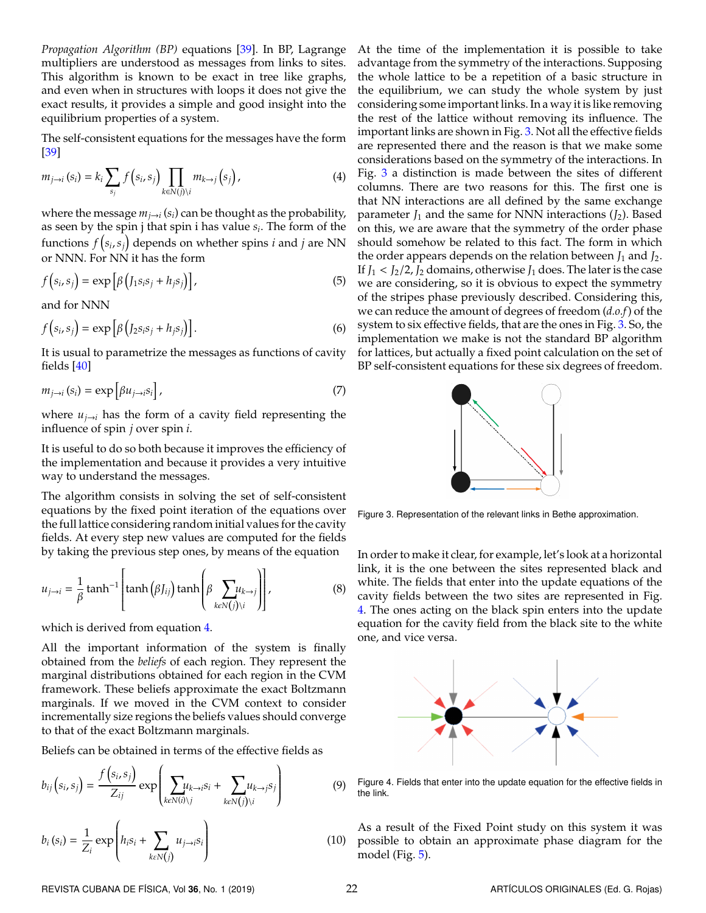*Propagation Algorithm (BP)* equations [39]. In BP, Lagrange multipliers are understood as messages from links to sites. This algorithm is known to be exact in tree like graphs, and even when in structures with loops it does not give the exact results, it provides a simple and good insight into the equilibrium properties of a system.

The self-consistent equations for the messages have the form [39]

$$m_{j\to i}(s_i) = k_i \sum_{s_j} f\left(s_i, s_j\right) \prod_{k\in N(j)\setminus i} m_{k\to j}\left(s_j\right), \tag{4}$$

where the message $m_{j\to i}(s_i)$ can be thought as the probability, as seen by the spin j that spin i has value $s_i$. The form of the functions $f\left(s_i, s_j\right)$ depends on whether spins $i$ and $j$ are NN or NNN. For NN it has the form

$$f\left(s_i, s_j\right) = \exp\left[\beta\left(J_1 s_i s_j + h_j s_j\right)\right], \tag{5}$$

and for NNN

$$f\left(s_i, s_j\right) = \exp\left[\beta\left(J_2 s_i s_j + h_j s_j\right)\right]. \tag{6}$$

It is usual to parametrize the messages as functions of cavity fields [40]

$$m_{j\to i}(s_i) = \exp\left[\beta u_{j\to i} s_i\right], \tag{7}$$

where $u_{j\to i}$ has the form of a cavity field representing the influence of spin $j$ over spin $i$.

It is useful to do so both because it improves the efficiency of the implementation and because it provides a very intuitive way to understand the messages.

The algorithm consists in solving the set of self-consistent equations by the fixed point iteration of the equations over the full lattice considering random initial values for the cavity fields. At every step new values are computed for the fields by taking the previous step ones, by means of the equation

$$u_{j\to i} = \frac{1}{\beta}\tanh^{-1}\left[\tanh\left(\beta J_{ij}\right)\tanh\left(\beta \sum_{k\epsilon N(j)\setminus i} u_{k\to j}\right)\right], \tag{8}$$

which is derived from equation 4.

All the important information of the system is finally obtained from the *beliefs* of each region. They represent the marginal distributions obtained for each region in the CVM framework. These beliefs approximate the exact Boltzmann marginals. If we moved in the CVM context to consider incrementally size regions the beliefs values should converge to that of the exact Boltzmann marginals.

Beliefs can be obtained in terms of the effective fields as

$$b_{ij}\left(s_i, s_j\right) = \frac{f\left(s_i, s_j\right)}{Z_{ij}} \exp\left(\sum_{k\epsilon N(i)\setminus j} u_{k\to i} s_i + \sum_{k\epsilon N(j)\setminus i} u_{k\to j} s_j\right) \tag{9}$$

$$b_i(s_i) = \frac{1}{Z_i}\exp\left(h_i s_i + \sum_{k\epsilon N(j)} u_{j\to i} s_i\right) \tag{10}$$

At the time of the implementation it is possible to take advantage from the symmetry of the interactions. Supposing the whole lattice to be a repetition of a basic structure in the equilibrium, we can study the whole system by just considering some important links. In a way it is like removing the rest of the lattice without removing its influence. The important links are shown in Fig. 3. Not all the effective fields are represented there and the reason is that we make some considerations based on the symmetry of the interactions. In Fig. 3 a distinction is made between the sites of different columns. There are two reasons for this. The first one is that NN interactions are all defined by the same exchange parameter $J_1$ and the same for NNN interactions ($J_2$). Based on this, we are aware that the symmetry of the order phase should somehow be related to this fact. The form in which the order appears depends on the relation between $J_1$ and $J_2$. If $J_1 < J_2/2$, $J_2$ domains, otherwise $J_1$ does. The later is the case we are considering, so it is obvious to expect the symmetry of the stripes phase previously described. Considering this, we can reduce the amount of degrees of freedom (*d.o.f*) of the system to six effective fields, that are the ones in Fig. 3. So, the implementation we make is not the standard BP algorithm for lattices, but actually a fixed point calculation on the set of BP self-consistent equations for these six degrees of freedom.

Figure 3. Representation of the relevant links in Bethe approximation.

In order to make it clear, for example, let's look at a horizontal link, it is the one between the sites represented black and white. The fields that enter into the update equations of the cavity fields between the two sites are represented in Fig. 4. The ones acting on the black spin enters into the update equation for the cavity field from the black site to the white one, and vice versa.

Figure 4. Fields that enter into the update equation for the effective fields in the link.

As a result of the Fixed Point study on this system it was possible to obtain an approximate phase diagram for the model (Fig. 5).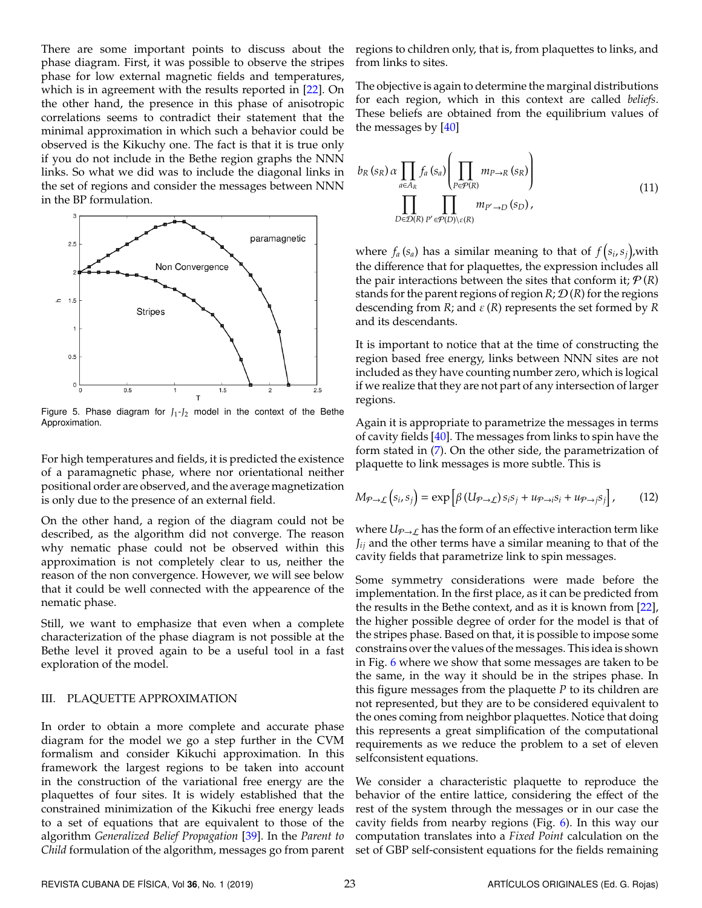There are some important points to discuss about the phase diagram. First, it was possible to observe the stripes phase for low external magnetic fields and temperatures, which is in agreement with the results reported in [22]. On the other hand, the presence in this phase of anisotropic correlations seems to contradict their statement that the minimal approximation in which such a behavior could be observed is the Kikuchy one. The fact is that it is true only if you do not include in the Bethe region graphs the NNN links. So what we did was to include the diagonal links in the set of regions and consider the messages between NNN in the BP formulation.

Figure 5. Phase diagram for $J_1$-$J_2$ model in the context of the Bethe Approximation.

For high temperatures and fields, it is predicted the existence of a paramagnetic phase, where nor orientational neither positional order are observed, and the average magnetization is only due to the presence of an external field.

On the other hand, a region of the diagram could not be described, as the algorithm did not converge. The reason why nematic phase could not be observed within this approximation is not completely clear to us, neither the reason of the non convergence. However, we will see below that it could be well connected with the appearence of the nematic phase.

Still, we want to emphasize that even when a complete characterization of the phase diagram is not possible at the Bethe level it proved again to be a useful tool in a fast exploration of the model.

## III. PLAQUETTE APPROXIMATION

In order to obtain a more complete and accurate phase diagram for the model we go a step further in the CVM formalism and consider Kikuchi approximation. In this framework the largest regions to be taken into account in the construction of the variational free energy are the plaquettes of four sites. It is widely established that the constrained minimization of the Kikuchi free energy leads to a set of equations that are equivalent to those of the algorithm *Generalized Belief Propagation* [39]. In the *Parent to Child* formulation of the algorithm, messages go from parent regions to children only, that is, from plaquettes to links, and from links to sites.

The objective is again to determine the marginal distributions for each region, which in this context are called *beliefs*. These beliefs are obtained from the equilibrium values of the messages by [40]

$$
b_R(s_R)\,\alpha \prod_{a\in A_R} f_a(s_a)\left(\prod_{P\in\mathcal{P}(R)} m_{P\to R}(s_R)\right)
\prod_{D\in\mathcal{D}(R)}\;\prod_{P'\in\mathcal{P}(D)\setminus\varepsilon(R)} m_{P'\to D}(s_D),
\tag{11}
$$

where $f_a(s_a)$ has a similar meaning to that of $f(s_i, s_j)$,with the difference that for plaquettes, the expression includes all the pair interactions between the sites that conform it; $\mathcal{P}(R)$ stands for the parent regions of region $R$; $\mathcal{D}(R)$ for the regions descending from $R$; and $\varepsilon(R)$ represents the set formed by $R$ and its descendants.

It is important to notice that at the time of constructing the region based free energy, links between NNN sites are not included as they have counting number zero, which is logical if we realize that they are not part of any intersection of larger regions.

Again it is appropriate to parametrize the messages in terms of cavity fields [40]. The messages from links to spin have the form stated in (7). On the other side, the parametrization of plaquette to link messages is more subtle. This is

$$
M_{\mathcal{P}\to\mathcal{L}}(s_i, s_j) = \exp\left[\beta\left(U_{\mathcal{P}\to\mathcal{L}}\right) s_i s_j + u_{\mathcal{P}\to i} s_i + u_{\mathcal{P}\to j} s_j\right],
\tag{12}
$$

where $U_{\mathcal{P}\to\mathcal{L}}$ has the form of an effective interaction term like $J_{ij}$ and the other terms have a similar meaning to that of the cavity fields that parametrize link to spin messages.

Some symmetry considerations were made before the implementation. In the first place, as it can be predicted from the results in the Bethe context, and as it is known from [22], the higher possible degree of order for the model is that of the stripes phase. Based on that, it is possible to impose some constrains over the values of the messages. This idea is shown in Fig. 6 where we show that some messages are taken to be the same, in the way it should be in the stripes phase. In this figure messages from the plaquette $P$ to its children are not represented, but they are to be considered equivalent to the ones coming from neighbor plaquettes. Notice that doing this represents a great simplification of the computational requirements as we reduce the problem to a set of eleven selfconsistent equations.

We consider a characteristic plaquette to reproduce the behavior of the entire lattice, considering the effect of the rest of the system through the messages or in our case the cavity fields from nearby regions (Fig. 6). In this way our computation translates into a *Fixed Point* calculation on the set of GBP self-consistent equations for the fields remaining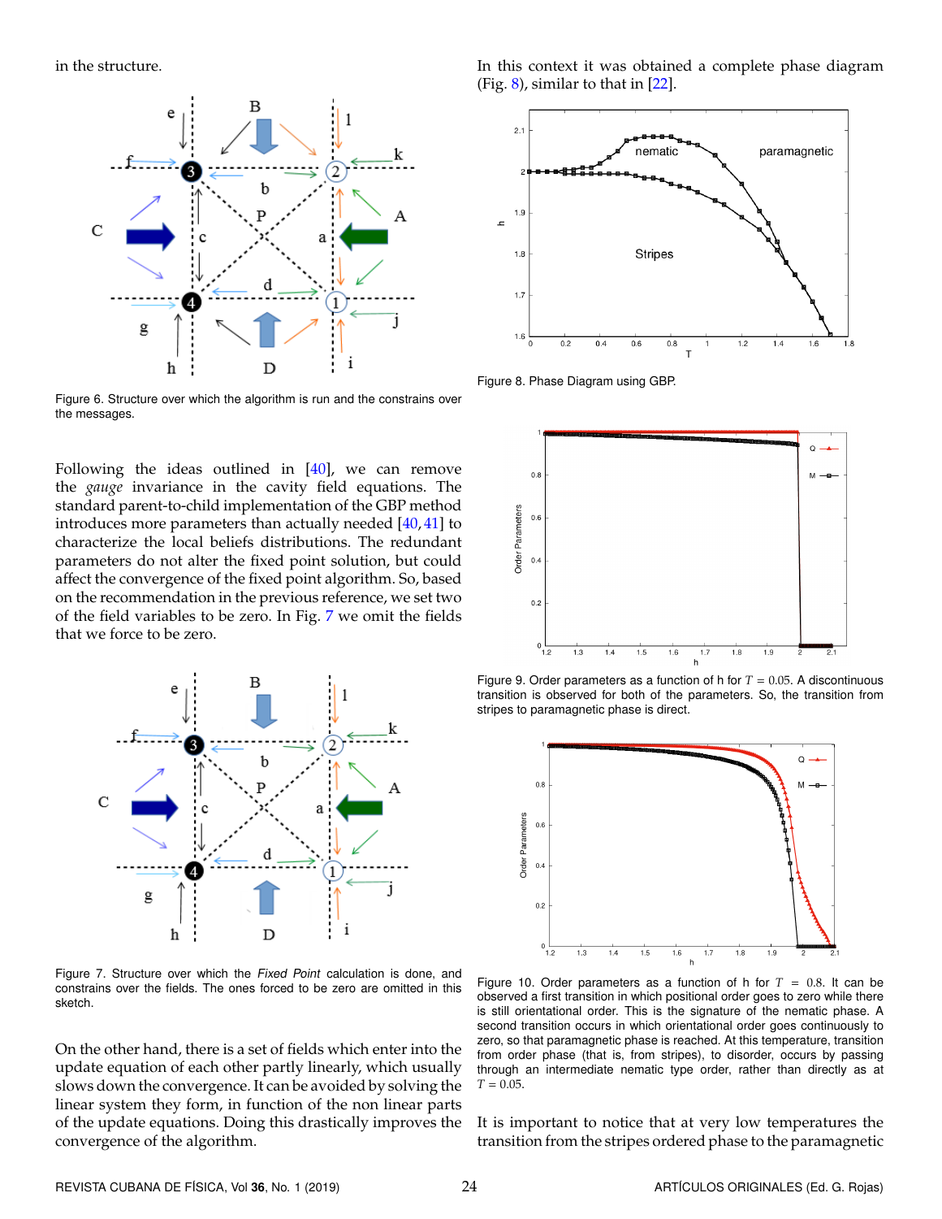in the structure.

Figure 6. Structure over which the algorithm is run and the constrains over the messages.

Following the ideas outlined in [40], we can remove the *gauge* invariance in the cavity field equations. The standard parent-to-child implementation of the GBP method introduces more parameters than actually needed [40, 41] to characterize the local beliefs distributions. The redundant parameters do not alter the fixed point solution, but could affect the convergence of the fixed point algorithm. So, based on the recommendation in the previous reference, we set two of the field variables to be zero. In Fig. 7 we omit the fields that we force to be zero.

Figure 7. Structure over which the *Fixed Point* calculation is done, and constrains over the fields. The ones forced to be zero are omitted in this sketch.

On the other hand, there is a set of fields which enter into the update equation of each other partly linearly, which usually slows down the convergence. It can be avoided by solving the linear system they form, in function of the non linear parts of the update equations. Doing this drastically improves the convergence of the algorithm.

In this context it was obtained a complete phase diagram (Fig. 8), similar to that in [22].

Figure 8. Phase Diagram using GBP.

Figure 9. Order parameters as a function of h for $T = 0.05$. A discontinuous transition is observed for both of the parameters. So, the transition from stripes to paramagnetic phase is direct.

Figure 10. Order parameters as a function of h for $T = 0.8$. It can be observed a first transition in which positional order goes to zero while there is still orientational order. This is the signature of the nematic phase. A second transition occurs in which orientational order goes continuously to zero, so that paramagnetic phase is reached. At this temperature, transition from order phase (that is, from stripes), to disorder, occurs by passing through an intermediate nematic type order, rather than directly as at $T = 0.05$.

It is important to notice that at very low temperatures the transition from the stripes ordered phase to the paramagnetic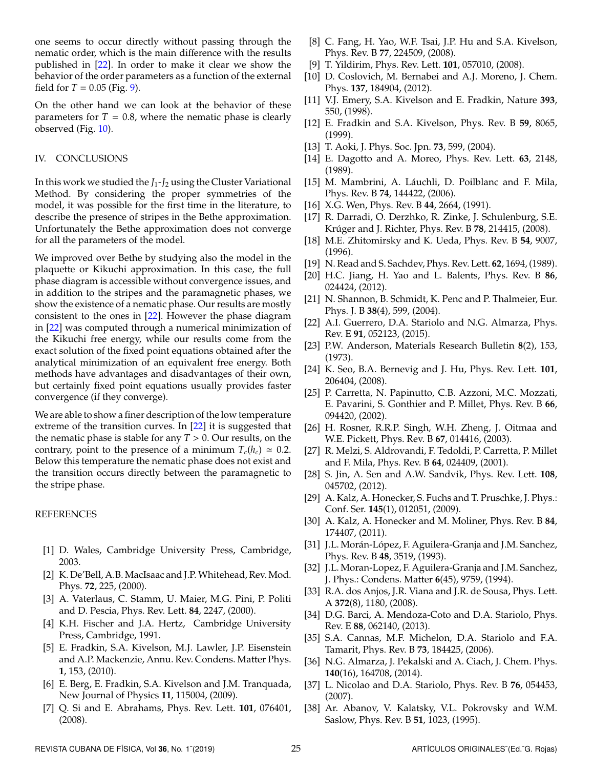one seems to occur directly without passing through the nematic order, which is the main difference with the results published in [22]. In order to make it clear we show the behavior of the order parameters as a function of the external field for $T = 0.05$ (Fig. 9).

On the other hand we can look at the behavior of these parameters for $T = 0.8$, where the nematic phase is clearly observed (Fig. 10).

## IV. CONCLUSIONS

In this work we studied the $J_1$-$J_2$ using the Cluster Variational Method. By considering the proper symmetries of the model, it was possible for the first time in the literature, to describe the presence of stripes in the Bethe approximation. Unfortunately the Bethe approximation does not converge for all the parameters of the model.

We improved over Bethe by studying also the model in the plaquette or Kikuchi approximation. In this case, the full phase diagram is accessible without convergence issues, and in addition to the stripes and the paramagnetic phases, we show the existence of a nematic phase. Our results are mostly consistent to the ones in [22]. However the phase diagram in [22] was computed through a numerical minimization of the Kikuchi free energy, while our results come from the exact solution of the fixed point equations obtained after the analytical minimization of an equivalent free energy. Both methods have advantages and disadvantages of their own, but certainly fixed point equations usually provides faster convergence (if they converge).

We are able to show a finer description of the low temperature extreme of the transition curves. In [22] it is suggested that the nematic phase is stable for any $T > 0$. Our results, on the contrary, point to the presence of a minimum $T_c(h_c) \simeq 0.2$. Below this temperature the nematic phase does not exist and the transition occurs directly between the paramagnetic to the stripe phase.

## REFERENCES

[1] D. Wales, Cambridge University Press, Cambridge, 2003.

[2] K. De'Bell, A.B. MacIsaac and J.P. Whitehead, Rev. Mod. Phys. **72**, 225, (2000).

[3] A. Vaterlaus, C. Stamm, U. Maier, M.G. Pini, P. Politi and D. Pescia, Phys. Rev. Lett. **84**, 2247, (2000).

[4] K.H. Fischer and J.A. Hertz, Cambridge University Press, Cambridge, 1991.

[5] E. Fradkin, S.A. Kivelson, M.J. Lawler, J.P. Eisenstein and A.P. Mackenzie, Annu. Rev. Condens. Matter Phys. **1**, 153, (2010).

[6] E. Berg, E. Fradkin, S.A. Kivelson and J.M. Tranquada, New Journal of Physics **11**, 115004, (2009).

[7] Q. Si and E. Abrahams, Phys. Rev. Lett. **101**, 076401, (2008).

[8] C. Fang, H. Yao, W.F. Tsai, J.P. Hu and S.A. Kivelson, Phys. Rev. B **77**, 224509, (2008).

[9] T. Yildirim, Phys. Rev. Lett. **101**, 057010, (2008).

[10] D. Coslovich, M. Bernabei and A.J. Moreno, J. Chem. Phys. **137**, 184904, (2012).

[11] V.J. Emery, S.A. Kivelson and E. Fradkin, Nature **393**, 550, (1998).

[12] E. Fradkin and S.A. Kivelson, Phys. Rev. B **59**, 8065, (1999).

[13] T. Aoki, J. Phys. Soc. Jpn. **73**, 599, (2004).

[14] E. Dagotto and A. Moreo, Phys. Rev. Lett. **63**, 2148, (1989).

[15] M. Mambrini, A. Láuchli, D. Poilblanc and F. Mila, Phys. Rev. B **74**, 144422, (2006).

[16] X.G. Wen, Phys. Rev. B **44**, 2664, (1991).

[17] R. Darradi, O. Derzhko, R. Zinke, J. Schulenburg, S.E. Krúger and J. Richter, Phys. Rev. B **78**, 214415, (2008).

[18] M.E. Zhitomirsky and K. Ueda, Phys. Rev. B **54**, 9007, (1996).

[19] N. Read and S. Sachdev, Phys. Rev. Lett. **62**, 1694, (1989).

[20] H.C. Jiang, H. Yao and L. Balents, Phys. Rev. B **86**, 024424, (2012).

[21] N. Shannon, B. Schmidt, K. Penc and P. Thalmeier, Eur. Phys. J. B **38**(4), 599, (2004).

[22] A.I. Guerrero, D.A. Stariolo and N.G. Almarza, Phys. Rev. E **91**, 052123, (2015).

[23] P.W. Anderson, Materials Research Bulletin **8**(2), 153, (1973).

[24] K. Seo, B.A. Bernevig and J. Hu, Phys. Rev. Lett. **101**, 206404, (2008).

[25] P. Carretta, N. Papinutto, C.B. Azzoni, M.C. Mozzati, E. Pavarini, S. Gonthier and P. Millet, Phys. Rev. B **66**, 094420, (2002).

[26] H. Rosner, R.R.P. Singh, W.H. Zheng, J. Oitmaa and W.E. Pickett, Phys. Rev. B **67**, 014416, (2003).

[27] R. Melzi, S. Aldrovandi, F. Tedoldi, P. Carretta, P. Millet and F. Mila, Phys. Rev. B **64**, 024409, (2001).

[28] S. Jin, A. Sen and A.W. Sandvik, Phys. Rev. Lett. **108**, 045702, (2012).

[29] A. Kalz, A. Honecker, S. Fuchs and T. Pruschke, J. Phys.: Conf. Ser. **145**(1), 012051, (2009).

[30] A. Kalz, A. Honecker and M. Moliner, Phys. Rev. B **84**, 174407, (2011).

[31] J.L. Morán-López, F. Aguilera-Granja and J.M. Sanchez, Phys. Rev. B **48**, 3519, (1993).

[32] J.L. Moran-Lopez, F. Aguilera-Granja and J.M. Sanchez, J. Phys.: Condens. Matter **6**(45), 9759, (1994).

[33] R.A. dos Anjos, J.R. Viana and J.R. de Sousa, Phys. Lett. A **372**(8), 1180, (2008).

[34] D.G. Barci, A. Mendoza-Coto and D.A. Stariolo, Phys. Rev. E **88**, 062140, (2013).

[35] S.A. Cannas, M.F. Michelon, D.A. Stariolo and F.A. Tamarit, Phys. Rev. B **73**, 184425, (2006).

[36] N.G. Almarza, J. Pekalski and A. Ciach, J. Chem. Phys. **140**(16), 164708, (2014).

[37] L. Nicolao and D.A. Stariolo, Phys. Rev. B **76**, 054453, (2007).

[38] Ar. Abanov, V. Kalatsky, V.L. Pokrovsky and W.M. Saslow, Phys. Rev. B **51**, 1023, (1995).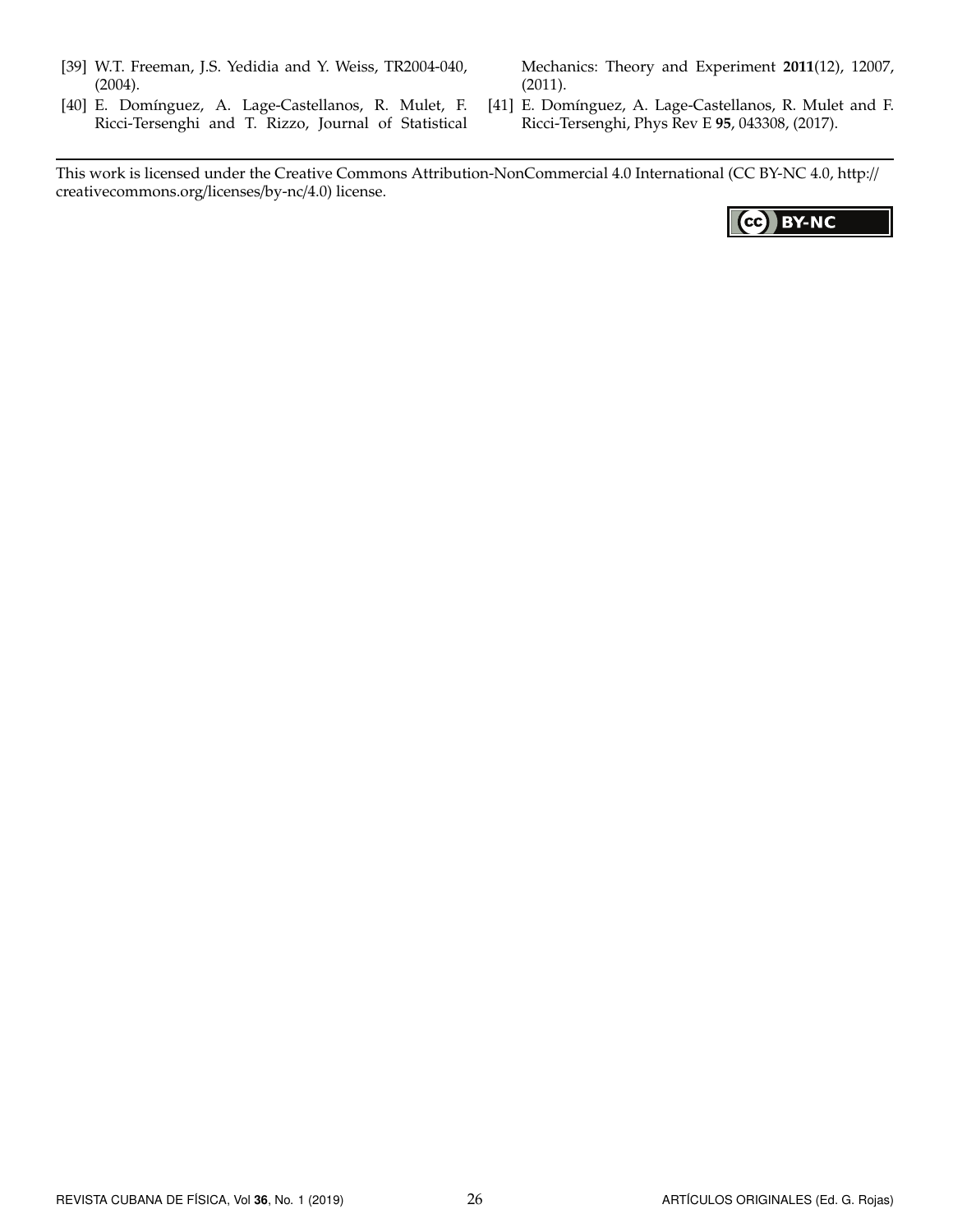[39] W.T. Freeman, J.S. Yedidia and Y. Weiss, TR2004-040, (2004).

[40] E. Domínguez, A. Lage-Castellanos, R. Mulet, F. Ricci-Tersenghi and T. Rizzo, Journal of Statistical Mechanics: Theory and Experiment **2011**(12), 12007, (2011).

[41] E. Domínguez, A. Lage-Castellanos, R. Mulet and F. Ricci-Tersenghi, Phys Rev E **95**, 043308, (2017).

---

This work is licensed under the Creative Commons Attribution-NonCommercial 4.0 International (CC BY-NC 4.0, http://creativecommons.org/licenses/by-nc/4.0) license.